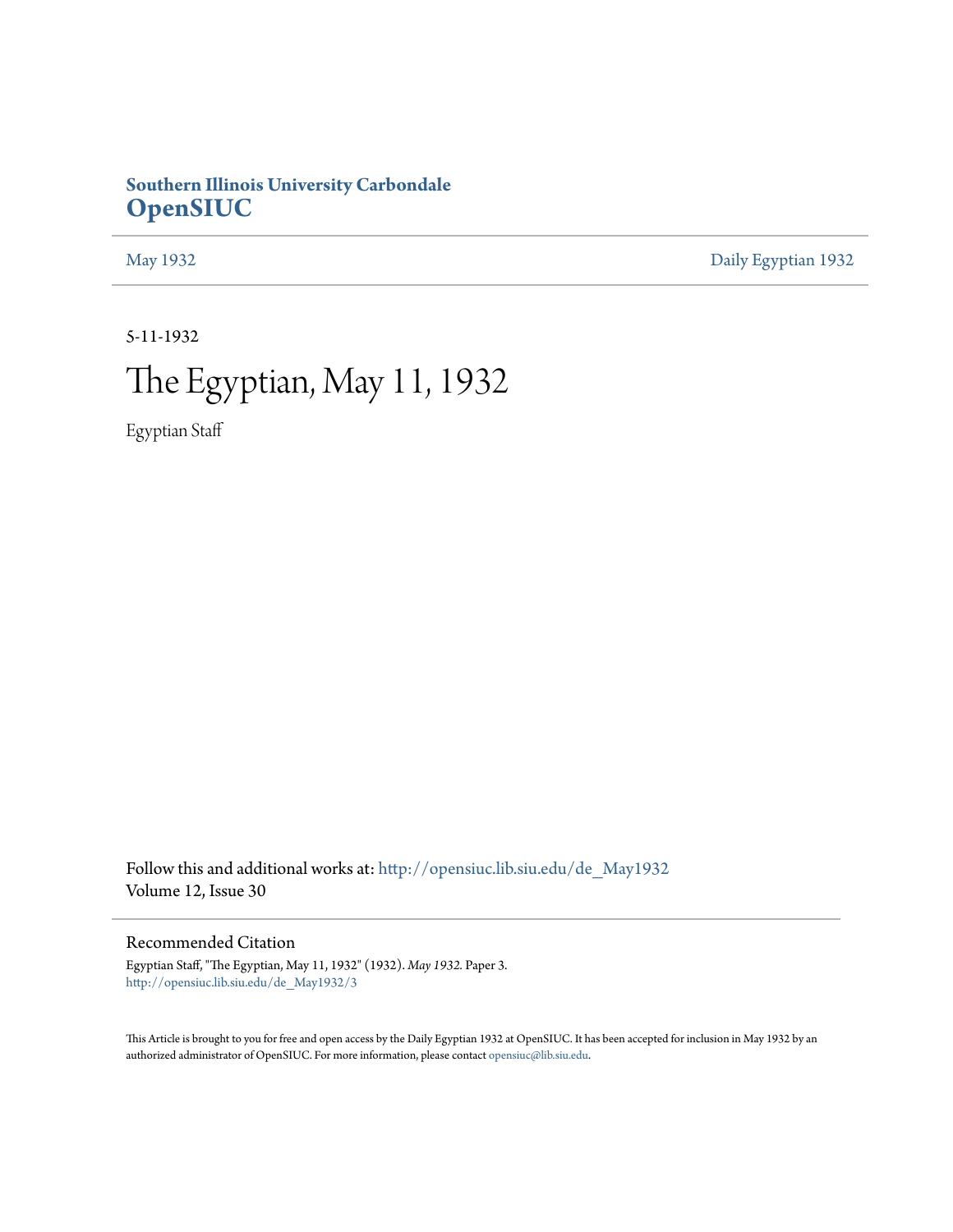**Southern Illinois University Carbondale**
**OpenSIUC**

May 1932 | Daily Egyptian 1932

5-11-1932

# The Egyptian, May 11, 1932

Egyptian Staff

Follow this and additional works at: http://opensiuc.lib.siu.edu/de_May1932
Volume 12, Issue 30

## Recommended Citation

Egyptian Staff, "The Egyptian, May 11, 1932" (1932). *May 1932.* Paper 3.
http://opensiuc.lib.siu.edu/de_May1932/3

This Article is brought to you for free and open access by the Daily Egyptian 1932 at OpenSIUC. It has been accepted for inclusion in May 1932 by an authorized administrator of OpenSIUC. For more information, please contact opensiuc@lib.siu.edu.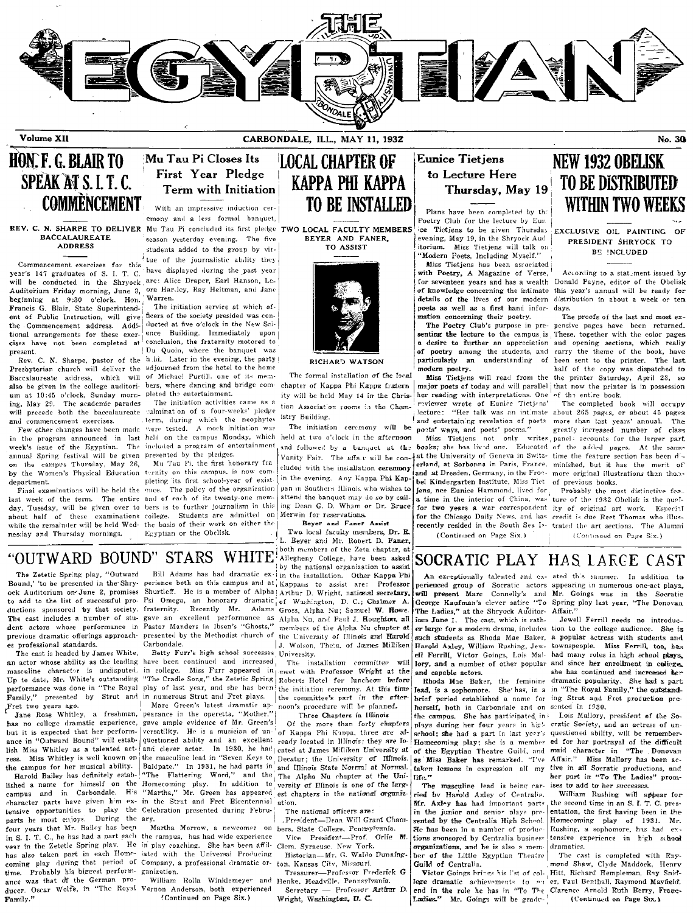# THE EGYPTIAN

Volume XII — CARBONDALE, ILL., MAY 11, 1932 — No. 30

## HON. F. G. BLAIR TO SPEAK AT S. I. T. C. COMMENCEMENT

### REV. C. N. SHARPE TO DELIVER BACCALAUREATE ADDRESS

Commencement exercises for this year's 147 graduates of S. I. T. C. will be conducted in the Shryock Auditorium Friday morning, June 3, beginning at 9:30 o'clock. Hon. Francis G. Blair, State Superintendent of Public Instruction, will give the Commencement address. Additional arrangements for these exercises have not been completed at present.

Rev. C. N. Sharpe, pastor of the Presbyterian church will deliver the Baccalaureate address, which will also be given in the college auditorium at 10:45 o'clock, Sunday morning, May 29. The academic parades will precede both the baccalaureate and commencement exercises.

Few other changes have been made in the program announced in last week's issue of the Egyptian. The annual Spring festival will be given on the campus Thursday, May 26, by the Women's Physical Education department.

Final examinations will be held the last week of the term. The entire day, Tuesday, will be given over to about half of these examinations while the remainder will be held Wednesday and Thursday mornings.

## Mu Tau Pi Closes Its First Year Pledge Term with Initiation

With an impressive induction ceremony and a less formal banquet, Mu Tau Pi concluded its first pledge season yesterday evening. The five students added to the group by virtue of the journalistic ability they have displayed during the past year are: Alice Draper, Earl Hanson, Leora Hardey, Ray Heitman, and Jane Warren.

The initiation service at which officers of the society presided was conducted at five o'clock in the New Science Building. Immediately upon conclusion, the fraternity motored to Du Quoin, where the banquet was held. Later in the evening, the party adjourned from the hotel to the home of Michael Purtill, one of its members, where dancing and bridge completed the entertainment.

The initiation activities came as a culmination of a four-weeks' pledge term, during which the neophytes were tested. A mock initiation was held on the campus Monday, which included a program of entertainment presented by the pledges.

Mu Tau Pi, the first honorary fraternity on this campus, is now completing its first school-year of existence. The policy of the organization and of each of its twenty-one members is to further journalism in this college. Students are admitted on the basis of their work on either the Egyptian or the Obelisk.

## LOCAL CHAPTER OF KAPPA PHI KAPPA TO BE INSTALLED

### TWO LOCAL FACULTY MEMBERS BEYER AND FANER, TO ASSIST

RICHARD WATSON

The formal installation of the local chapter of Kappa Phi Kappa fraternity will be held May 14 in the Christian Association rooms in the Chemistry Building.

The initiation ceremony will be held at two o'clock in the afternoon and followed by a banquet at the Vanity Fair. The affair will be concluded with the installation ceremony in the evening. Any Kappa Phi Kappan in Southern Illinois who wishes to attend the banquet may do so by calling Dean G. D. Wham or Dr. Bruce Merwin for reservations.

**Beyer and Faner Assist**

Two local faculty members, Dr. R. L. Beyer and Mr. Robert D. Faner, both members of the Zeta chapter, at Allegheny College, have been asked by the national organization to assist in the installation. Other Kappa Phi Kappans to assist are: Professor Arthur D. Wright, national secretary, of Washington, D. C.; Chalmer A. Gross, Alpha Nu; Samuel W. Howe, Alpha Nu, and Paul J. Houghton, all members of the Alpha Nu chapter at the University of Illinois and Harold J. Wolson, Theta, of James Milliken University.

The installation committee will meet with Professor Wright at the Roberts Hotel for luncheon before the initiation ceremony. At this time the committee's part in the afternoon's procedure will be planned.

**Three Chapters in Illinois**

Of the more than forty chapters of Kappa Phi Kappa, three are already located in Illinois; they are located at James Milliken University at Decatur; the University of Illinois, and Illinois State Normal at Normal. The Alpha Nu chapter at the University of Illinois is one of the largest chapters in the national organization.

The national officers are:

President—Dean Will Grant Chambers, State College, Pennsylvania.

Vice President—Prof. Orlie M. Clem, Syracuse, New York.

Historian—Mr. G. Waldo Dunnington, Kansas City, Missouri.

Treasurer—Professor Frederick G Henke, Meadville, Pennsylvania.

Secretary — Professor Arthur D. Wright, Washington, D. C.

## Eunice Tietjens to Lecture Here Thursday, May 19

Plans have been completed by the Poetry Club for the lecture by Eunice Tietjens to be given Thursday evening, May 19, in the Shryock Auditorium. Miss Tietjens will talk on "Modern Poets, Including Myself."

Miss Tietjens has been associated with Poetry, A Magazine of Verse, for seventeen years and has a wealth of knowledge concerning the intimate details of the lives of our modern poets as well as a first hand information concerning their poetry.

The Poetry Club's purpose in presenting the lecture to the campus is a desire to further an appreciation of poetry among the students, and particularly an understanding of modern poetry.

Miss Tietjens will read from the major poets of today and will parallel her reading with interpretations. One reviewer wrote of Eunice Tietjens' lecture: "Her talk was an intimate and entertaining revelation of poets poets' ways, and poets' poems."

Miss Tietjens not only writes books; she has lived one. Educated at the University of Geneva in Switzerland, at Sorbonna in Paris, France, and at Dresden, Germany, in the Froebel Kindergarten Institute, Miss Tietjens, nee Eunice Hammond, lived for a time in the interior of China, was for two years a war correspondent for the Chicago Daily News, and has recently resided in the South Sea Is-

(Continued on Page Six.)

## NEW 1932 OBELISK TO BE DISTRIBUTED WITHIN TWO WEEKS

### EXCLUSIVE OIL PAINTING OF PRESIDENT SHRYOCK TO BE INCLUDED

According to a statement issued by Donald Payne, editor of the Obelisk this year's annual will be ready for distribution in about a week or ten days.

The proofs of the last and most expensive pages have been returned. These, together with the color pages and opening sections, which really carry the theme of the book, have been sent to the printer. The last half of the copy was dispatched to the printer Saturday, April 23, so that now the printer is in possession of the entire book.

The completed book will occupy about 265 pages, or about 45 pages more than last years' annual. The greatly increased number of class panels accounts for the larger part of the added pages. At the same time the feature section has been diminished, but it has the merit of more original illustrations than those of previous books.

Probably the most distinctive feature of the 1932 Obelisk is the quality of original art work. Especial credit is due Reet Thomas who illustrated the art sections. The Alumni

(Continued on Page Six.)

## "OUTWARD BOUND" STARS WHITE

The Zetetic Spring play, "Outward Bound," to be presented in the Shryock Auditorium on June 2, promises to add to the list of successful productions sponsored by that society. The cast includes a number of student actors whose performance in previous dramatic offerings approaches professional standards.

The cast is headed by James White, an actor whose ability as the leading masculine character is undisputed. Up to date, Mr. White's outstanding performance was done in "The Royal Family," presented by Strut and Fret two years ago.

Jane Rose Whitley, a freshman, has no college dramatic experience, but it is expected that her performance in "Outward Bound" will establish Miss Whitley as a talented actress. Miss Whitley is well known on the campus for her musical ability.

Harold Bailey has definitely established a name for himself on the campus and in Carbondale. His character parts have given him extensive opportunities to play the parts he most enjoys. During the four years that Mr. Bailey has been in S. I. T. C., he has had a part each year in the Zetetic Spring play. He has also taken part in each Homecoming play during that period of time. Probably his biggest performance was that of the German producer, Oscar Wolfe, in "The Royal Family."

Bill Adams has had dramatic experience both on this campus and at Shurtleff. He is a member of Alpha Psi Omega, an honorary dramatic fraternity. Recently Mr. Adams gave an excellent performance as Pastor Manders in Ibsen's "Ghosts," presented by the Methodist church of Carbondale.

Betty Furr's high school successes have been continued and increased in college. Miss Furr appeared in "The Cradle Song," the Zetetic Spring play of last year, and she has been in numerous Strut and Fret plays.

Marc Green's latest dramatic appearance in the operetta, "Mother," gave ample evidence of Mr. Green's versatility. He is a musician of unquestioned ability and an excellent and clever actor. In 1930, he had the masculine lead in "Seven Keys to Baldpate." In 1931, he had parts in "The Flattering Word," and the Homecoming play. In addition to "Martha," Mr. Green has appeared in the Strut and Fret Bicentennial Celebration presented during February.

Martha Morrow, a newcomer on the campus, has had wide experience in play coaching. She has been affiliated with the Universal Producing Company, a professional dramatic organization.

William Rolla Winklemeyer and Vernon Anderson, both experienced

(Continued on Page Six.)

## SOCRATIC PLAY HAS LARGE CAST

An exceptionally talented and experienced group of Socratic actors will present Marc Connelly's and George Kaufman's clever satire "To The Ladies," at the Shryock Auditorium June 1. The cast, which is rather large for a modern drama, includes such students as Rhoda Mae Baker, Harold Axley, William Rushing, Jewell Ferrill, Victor Goings, Lois Mallory, and a number of other popular and capable actors.

Rhoda Mae Baker, the feminine lead, is a sophomore. She has, in a brief period established a name for herself, both in Carbondale and on the campus. She has participated in plays during her four years in high school; she had a part in last year's Homecoming play; she is a member of the Egyptian Theatre Guild, and as Miss Baker has remarked, "I've taken lessons in expression all my life."

The masculine lead is being carried by Harold Axley of Centralia. Mr. Axley has had important parts in the junior and senior plays presented by the Centralia High School. He has been in a number of productions sponsored by Centralia business organizations, and he is also a member of the Little Egyptian Theatre Guild of Centralia.

Victor Goings brings his list of college dramatic achievements to an end in the role he has in "To The Ladies." Mr. Goings will be graduated this summer. In addition to appearing in numerous one-act plays, Mr. Goings was in the Socratic Spring play last year, "The Donovan Affair."

Jewell Ferrill needs no introduction to the college audience. She is a popular actress with students and townspeople. Miss Ferrill, too, has had many roles in high school plays, and since her enrollment in college, she has continued and increased her dramatic popularity. She had a part in "The Royal Family," the outstanding Strut and Fret production presented in 1930.

Lois Mallory, president of the Socratic Society, and an actress of unquestioned ability, will be remembered for her portrayal of the difficult maid character in "The Donovan Affair." Miss Mallory has been active in all Socratic productions, and her part in "To The Ladies" promises to add to her successes.

William Rushing will appear for the second time in an S. I. T. C. presentation, the first having been in the Homecoming play of 1931. Mr. Rushing, a sophomore, has had extensive experience in high school dramatics.

The cast is completed with Raymond Shaw, Clyde Maddock, Henry Hitt, Richard Hempleman, Ray Snider, Paul Benthall, Raymond Mayfield, Clarence Arnold Ruth Berry, Franc-

(Continued on Page Six.)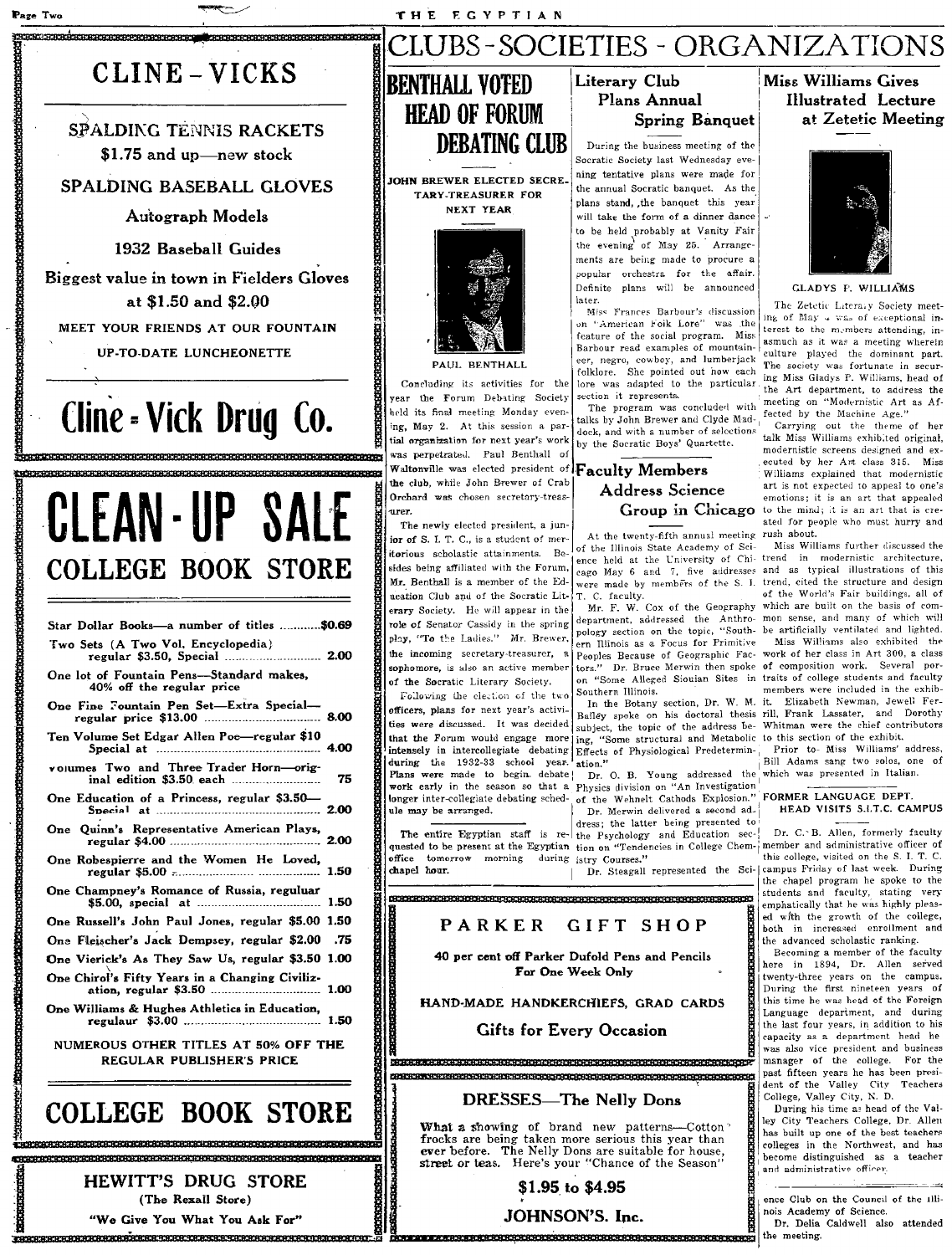# CLUBS-SOCIETIES - ORGANIZATIONS

## CLINE - VICKS

**SPALDING TENNIS RACKETS**

**$1.75 and up—new stock**

**SPALDING BASEBALL GLOVES**

**Autograph Models**

**1932 Baseball Guides**

**Biggest value in town in Fielders Gloves at $1.50 and $2.00**

MEET YOUR FRIENDS AT OUR FOUNTAIN

UP-TO-DATE LUNCHEONETTE

## Cline - Vick Drug Co.

## CLEAN-UP SALE

## COLLEGE BOOK STORE

| | |
|---|---|
| Star Dollar Books—a number of titles | $0.69 |
| Two Sets (A Two Vol. Encyclopedia) regular $3.50, Special | 2.00 |
| One lot of Fountain Pens—Standard makes, 40% off the regular price | |
| One Fine Fountain Pen Set—Extra Special—regular price $13.00 | 8.00 |
| Ten Volume Set Edgar Allen Poe—regular $10 Special at | 4.00 |
| Volumes Two and Three Trader Horn—original edition $3.50 each | 75 |
| One Education of a Princess, regular $3.50—Special at | 2.00 |
| One Quinn's Representative American Plays, regular $4.00 | 2.00 |
| One Robespierre and the Women He Loved, regular $5.00 | 1.50 |
| One Champney's Romance of Russia, reguluar $5.00, special at | 1.50 |
| One Russell's John Paul Jones, regular $5.00 | 1.50 |
| One Fleischer's Jack Dempsey, regular $2.00 | .75 |
| One Vierick's As They Saw Us, regular $3.50 | 1.00 |
| One Chirol's Fifty Years in a Changing Civilization, regular $3.50 | 1.00 |
| One Williams & Hughes Athletics in Education, regulaur $3.00 | 1.50 |

NUMEROUS OTHER TITLES AT 50% OFF THE REGULAR PUBLISHER'S PRICE

## COLLEGE BOOK STORE

**HEWITT'S DRUG STORE**

(The Rexall Store)

"We Give You What You Ask For"

## BENTHALL VOTED HEAD OF FORUM DEBATING CLUB

### JOHN BREWER ELECTED SECRETARY-TREASURER FOR NEXT YEAR

PAUL BENTHALL

Concluding its activities for the year the Forum Debating Society held its final meeting Monday evening, May 2. At this session a partial organization for next year's work was perpetrated. Paul Benthall of Waltonville was elected president of the club, while John Brewer of Crab Orchard was chosen secretary-treasurer.

The newly elected president, a junior of S. I. T. C., is a student of meritorious scholastic attainments. Besides being affiliated with the Forum, Mr. Benthall is a member of the Education Club and of the Socratic Literary Society. He will appear in the role of Senator Cassidy in the spring play, "To the Ladies." Mr. Brewer, the incoming secretary-treasurer, a sophomore, is also an active member of the Socratic Literary Society.

Following the election of the two officers, plans for next year's activities were discussed. It was decided that the Forum would engage more intensely in intercollegiate debating during the 1932-33 school year. Plans were made to begin debate work early in the season so that a longer inter-collegiate debating schedule may be arranged.

The entire Egyptian staff is requested to be present at the Egyptian office tomorrow morning during chapel hour.

## Literary Club Plans Annual Spring Banquet

During the business meeting of the Socratic Society last Wednesday evening tentative plans were made for the annual Socratic banquet. As the plans stand, the banquet this year will take the form of a dinner dance to be held probably at Vanity Fair the evening of May 25. Arrangements are being made to procure a popular orchestra for the affair. Definite plans will be announced later.

Miss Frances Barbour's discussion on "American Folk Lore" was the feature of the social program. Miss Barbour read examples of mountaineer, negro, cowboy, and lumberjack folklore. She pointed out how each lore was adapted to the particular section it represents.

The program was concluded with talks by John Brewer and Clyde Maddock, and with a number of selections by the Socratic Boys' Quartette.

## Faculty Members Address Science Group in Chicago

At the twenty-fifth annual meeting of the Illinois State Academy of Science held at the University of Chicago May 6 and 7, five addresses were made by members of the S. I. T. C. faculty.

Mr. F. W. Cox of the Geography department, addressed the Anthropology section on the topic, "Southern Illinois as a Focus for Primitive Peoples Because of Geographic Factors." Dr. Bruce Merwin then spoke on "Some Alleged Siouian Sites in Southern Illinois.

In the Botany section, Dr. W. M. Bailey spoke on his doctoral thesis subject, the topic of the address being, "Some Structural and Metabolic Effects of Physiological Predetermination."

Dr. O. B. Young addressed the Physics division on "An Investigation of the Wehnelt Cathode Explosion."

Dr. Merwin delivered a second address; the latter being presented to the Psychology and Education section on "Tendencies in College Chemistry Courses."

Dr. Steagall represented the Science Club on the Council of the Illinois Academy of Science.

Dr. Delia Caldwell also attended the meeting.

**PARKER GIFT SHOP**

**40 per cent off Parker Dufold Pens and Pencils For One Week Only**

**HAND-MADE HANDKERCHIEFS, GRAD CARDS**

**Gifts for Every Occasion**

**DRESSES—The Nelly Dons**

What a showing of brand new patterns—Cotton frocks are being taken more serious this year than ever before. The Nelly Dons are suitable for house, street or teas. Here's your "Chance of the Season"

**$1.95 to $4.95**

**JOHNSON'S. Inc.**

## Miss Williams Gives Illustrated Lecture at Zetetic Meeting

GLADYS P. WILLIAMS

The Zetetic Literary Society meeting of May 4 was of exceptional interest to the members attending, inasmuch as it was a meeting wherein culture played the dominant part. The society was fortunate in securing Miss Gladys P. Williams, head of the Art department, to address the meeting on "Modernistic Art as Affected by the Machine Age."

Carrying out the theme of her talk Miss Williams exhibited original, modernistic screens designed and executed by her Art class 315. Miss Williams explained that modernistic art is not expected to appeal to one's emotions; it is an art that appealed to the mind; it is an art that is created for people who must hurry and rush about.

Miss Williams further discussed the trend in modernistic architecture, and as typical illustrations of this trend, cited the structure and design of the World's Fair buildings, all of which are built on the basis of common sense, and many of which will be artificially ventilated and lighted.

Miss Williams also exhibited the work of her class in Art 300, a class of composition work. Several portraits of college students and faculty members were included in the exhibit. Elizabeth Newman, Jewell Ferrill, Frank Lassater, and Dorothy Whitman were the chief contributors to this section of the exhibit.

Prior to Miss Williams' address, Bill Adams sang two solos, one of which was presented in Italian.

### FORMER LANGUAGE DEPT. HEAD VISITS S.I.T.C. CAMPUS

Dr. C. B. Allen, formerly faculty member and administrative officer of this college, visited on the S. I. T. C. campus Friday of last week. During the chapel program he spoke to the students and faculty, stating very emphatically that he was highly pleased with the growth of the college, both in increased enrollment and the advanced scholastic ranking.

Becoming a member of the faculty here in 1894, Dr. Allen served twenty-three years on the campus. During the first nineteen years of this time he was head of the Foreign Language department, and during the last four years, in addition to his capacity as a department head he was also vice president and business manager of the college. For the past fifteen years he has been president of the Valley City Teachers College, Valley City, N. D.

During his time as head of the Valley City Teachers College, Dr. Allen has built up one of the best teachers colleges in the Northwest, and has become distinguished as a teacher and administrative officer.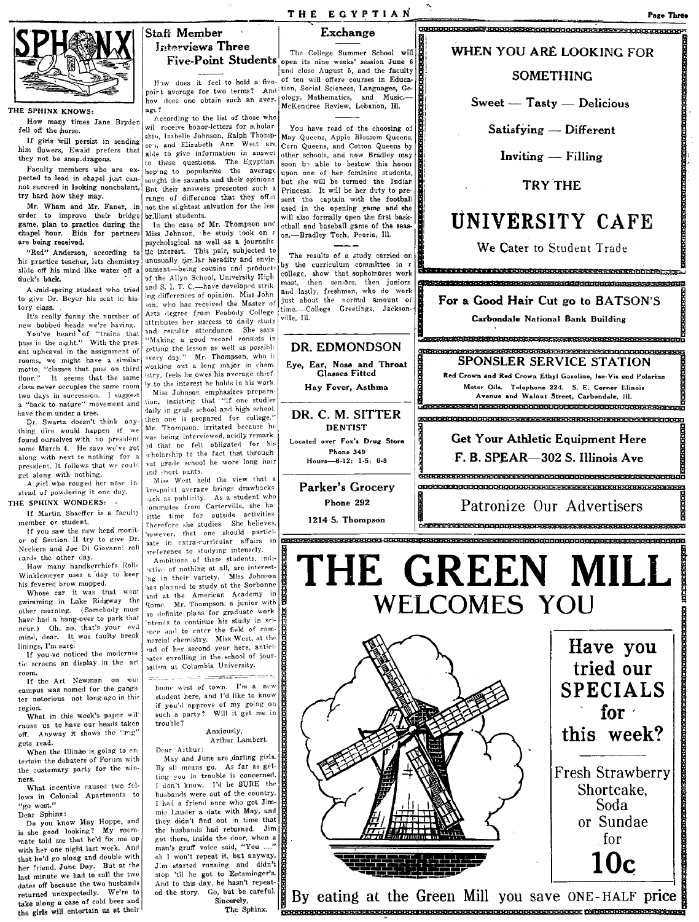# SPHINX

### THE SPHINX KNOWS:

How many times Jane Bryden fell off the horse.

If girls will persist in sending him flowers, Ewald prefers that they not be snap-dragons.

Faculty members who are expected to lead in chapel just cannot succeed in looking nonchalant, try hard how they may.

Mr. Wham and Mr. Faner, in order to improve their bridge game, plan to practice during the chapel hour. Bids for partners are being received.

"Red" Anderson, according to his practice teacher, lets chemistry slide off his mind like water off a duck's back.

A mid-spring student who tried to give Dr. Beyer his seat in history class.

It's really funny the number of new bobbed heads we're having.

You've heard of "trains that pass in the night." With the present upheaval in the assignment of rooms, we might have a similar motto, "classes that pass on third floor." It seems that the same class never occupies the same room two days in succession. I suggest a "back to nature" movement and have them under a tree.

Dr. Swartz doesn't think anything dire would happen if we found ourselves with no president some March 4. He says we've got along with next to nothing for a president. It follows that we could get along with nothing.

A girl who rouged her nose instead of powdering it one day.

### THE SPHINX WONDERS:

If Martin Shaeffer is a faculty member or student.

If you saw the new head monitor of Section II try to give Dr. Neckers and Joe Di Giovanni roll cards the other day.

How many handkerchiefs Rollo Winklemeyer uses a day to keep his fevered brow mopped.

Whose car it was that went swimming in Lake Ridgway the other morning. (Somebody must have had a hang-over to park that near.) Oh, no, that's your evil mind, dear. It was faulty break linings, I'm sure.

If you've noticed the modernistic screens on display in the art room.

If the Art Newman on our campus was named for the gangster notorious not long ago in this region.

What in this week's paper will cause us to have our heads taken off. Anyway it shows the "rag" gets read.

When the Illinae is going to entertain the debaters of Forum with the customary party for the winners.

What incentive caused two fellows in Colonial Apartments to "go west."

Dear Sphinx:

Do you know May Hoppe, and is she good looking? My roommate told me that he'd fix me up with her one night last week. And that he'd go along and double with her friend, June Day. But at the last minute we had to call the two dates off because the two husbands returned unexpectedly. We're to take along a case of cold beer and the girls will entertain us at their home west of town. I'm a new student here, and I'd like to know if you'd approve of my going on such a party? Will it get me in trouble?

Anxiously,
Arthur Lambert.

Dear Arthur:

May and June are darling girls. By all means go. As far as getting you in trouble is concerned, I don't know. I'd be SURE the husbands were out of the country. I had a friend once who got Jimmie Lauder a date with May, and they didn't find out in time that the husbands had returned. Jim got there, inside the door, when a man's gruff voice said, "You ...." oh I won't repeat it, but anyway, Jim started running and didn't stop 'til he got to Entsminger's. And to this day, he hasn't repeated the story. Go, but be careful.

Sincerely,
The Sphinx.

## Staff Member Interviews Three Five-Point Students

How does it feel to hold a five-point average for two terms? And how does one obtain such an average?

According to the list of those who will receive honor-letters for scholarship, Isabelle Johnson, Ralph Thompson, and Elizabeth Ann West are able to give information in answer to these questions. The Egyptian, hoping to popularize the average, sought the savants and their opinions. But their answers presented such a range of difference that they offer not the slightest salvation for the less brilliant students.

In the case of Mr. Thompson and Miss Johnson, the study took on a psychological as well as a journalistic interest. This pair, subjected to unusually similar heredity and environment—being cousins and products of the Allyn School, University High and S. I. T. C.—have developed striking differences of opinion. Miss Johnson, who has received the Master of Arts degree from Peabody College, attributes her success to daily study and regular attendance. She says "Making a good record consists in getting the lesson as well as possible every day." Mr. Thompson, who is working out a long major in chemistry, feels he owes his average chiefly to the interest he holds in his work.

Miss Johnson emphasizes preparation, insisting that "if one studies daily in grade school and high school, then one is prepared for college." Mr. Thompson, irritated because he was being interviewed, acidly remarked that he felt obligated for his scholarship to the fact that throughout grade school he wore long hair and short pants.

Miss West held the view that a five-point average brings drawbacks such as publicity. As a student who commutes from Carterville, she has little time for outside activities. Therefore she studies. She believes, however, that one should participate in extra-curricular affairs in preference to studying intensely.

Ambitions of these students, indicative of nothing at all, are interesting in their variety. Miss Johnson has planned to study at the Sorbonne and at the American Academy in Rome. Mr. Thompson, a junior with no definite plans for graduate work, intends to continue his study in science and to enter the field of commercial chemistry. Miss West, at the end of her second year here, anticipates enrolling in the school of journalism at Columbia University.

## Exchange

The College Summer School will open its nine weeks' session June 6 and close August 5, and the faculty of ten will offer courses in Education, Social Sciences, Languages, Geology, Mathematics, and Music.—McKendree Review, Lebanon, Ill.

You have read of the choosing of May Queens, Apple Blossom Queens, Corn Queens, and Cotton Queens by other schools, and now Bradley may soon be able to bestow this honor upon one of her feminine students, but she will be termed the Indian Princess. It will be her duty to present the captain with the football used in the opening game and she will also formally open the first basketball and baseball game of the season.—Bradley Tech, Peoria, Ill.

The results of a study carried on by the curriculum committee in a college, show that sophomores work most, then seniors, then juniors and lastly, freshmen, who do work just about the normal amount of time.—College Greetings, Jacksonville, Ill.

**DR. EDMONDSON**
Eye, Ear, Nose and Throat
Glasses Fitted
Hay Fever, Asthma

**DR. C. M. SITTER**
DENTIST
Located over Fox's Drug Store
Phone 349
Hours—8-12; 1-5; 6-8

**Parker's Grocery**
Phone 292
1214 S. Thompson

WHEN YOU ARE LOOKING FOR SOMETHING
Sweet — Tasty — Delicious
Satisfying — Different
Inviting — Filling
TRY THE
**UNIVERSITY CAFE**
We Cater to Student Trade

**For a Good Hair Cut go to BATSON'S**
Carbondale National Bank Building

**SPONSLER SERVICE STATION**
Red Crown and Red Crown Ethyl Gasoline, Iso-Vis and Polarine Motor Oils. Telephone 224. S. E. Corner Illinois Avenue and Walnut Street, Carbondale, Ill.

**Get Your Athletic Equipment Here**
**F. B. SPEAR—302 S. Illinois Ave**

Patronize Our Advertisers

# THE GREEN MILL
## WELCOMES YOU

**Have you tried our SPECIALS for this week?**

Fresh Strawberry Shortcake, Soda or Sundae for **10c**

By eating at the Green Mill you save ONE-HALF price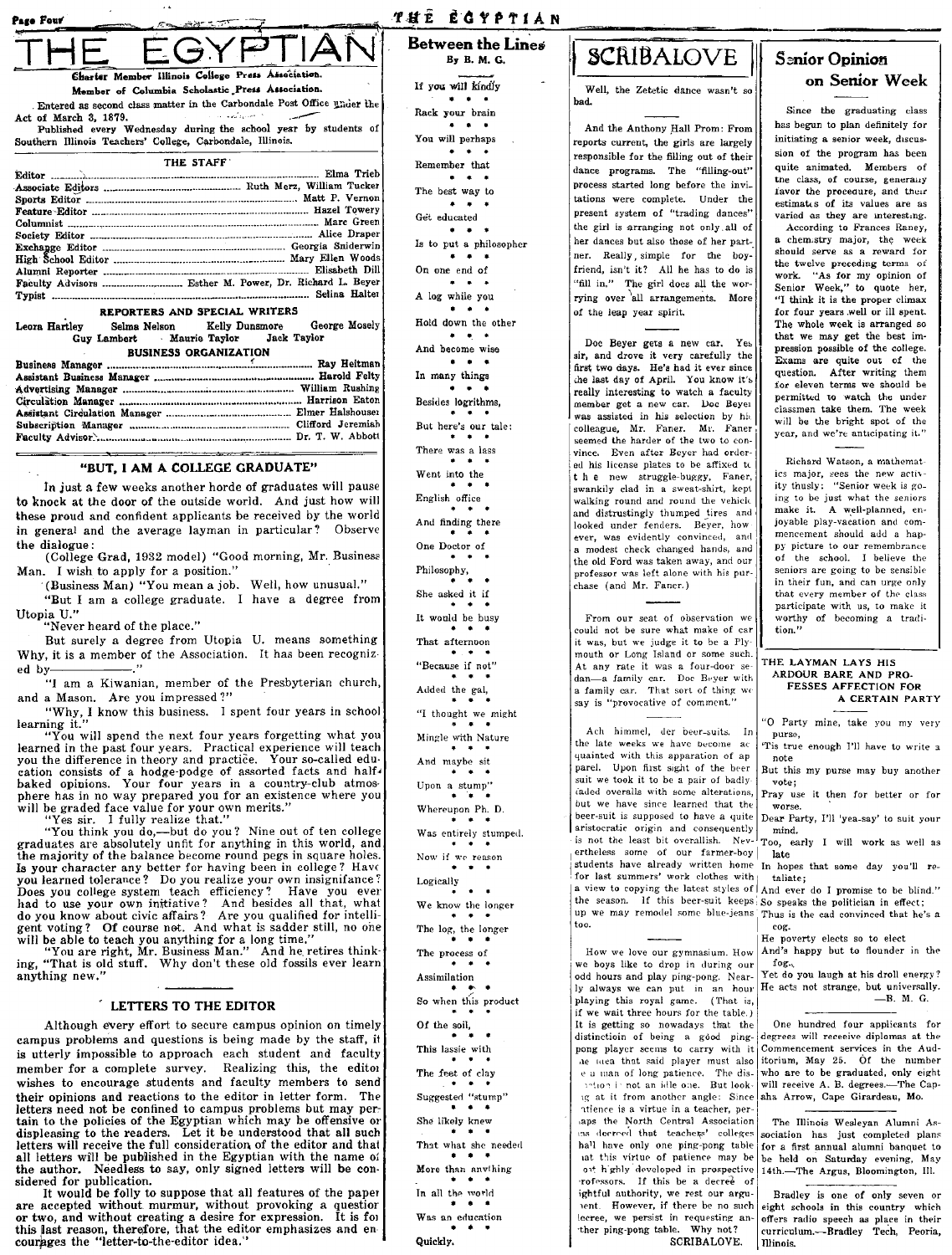# THE EGYPTIAN

Charter Member Illinois College Press Association.

Member of Columbia Scholastic Press Association.

Entered as second class matter in the Carbondale Post Office under the Act of March 3, 1879.

Published every Wednesday during the school year by students of Southern Illinois Teachers' College, Carbondale, Illinois.

### THE STAFF

Editor ... Elma Trieb
Associate Editors ... Ruth Merz, William Tucker
Sports Editor ... Matt P. Vernon
Feature Editor ... Hazel Towery
Columnist ... Marc Green
Society Editor ... Alice Draper
Exchange Editor ... Georgia Sniderwin
High School Editor ... Mary Ellen Woods
Alumni Reporter ... Elisabeth Dill
Faculty Advisors ... Esther M. Power, Dr. Richard L. Beyer
Typist ... Selina Halter

### REPORTERS AND SPECIAL WRITERS

Leora Hartley, Selma Nelson, Kelly Dunsmore, George Mosely, Guy Lambert, Maurie Taylor, Jack Taylor

### BUSINESS ORGANIZATION

Business Manager ... Ray Heitman
Assistant Business Manager ... Harold Felty
Advertising Manager ... William Rushing
Circulation Manager ... Harrison Eaton
Assistant Circulation Manager ... Elmer Halshouser
Subscription Manager ... Clifford Jeremiah
Faculty Advisor ... Dr. T. W. Abbott

## "BUT, I AM A COLLEGE GRADUATE"

In just a few weeks another horde of graduates will pause to knock at the door of the outside world. And just how will these proud and confident applicants be received by the world in general and the average layman in particular? Observe the dialogue:

(College Grad, 1932 model) "Good morning, Mr. Business Man. I wish to apply for a position."

(Business Man) "You mean a job. Well, how unusual."

"But I am a college graduate. I have a degree from Utopia U."

"Never heard of the place."

But surely a degree from Utopia U. means something. Why, it is a member of the Association. It has been recognized by——————."

"I am a Kiwanian, member of the Presbyterian church, and a Mason. Are you impressed?"

"Why, I know this business. I spent four years in school learning it."

"You will spend the next four years forgetting what you learned in the past four years. Practical experience will teach you the difference in theory and practice. Your so-called education consists of a hodge-podge of assorted facts and half-baked opinions. Your four years in a country-club atmosphere has in no way prepared you for an existence where you will be graded face value for your own merits."

"Yes sir. I fully realize that."

"You think you do,—but do you? Nine out of ten college graduates are absolutely unfit for anything in this world, and the majority of the balance become round pegs in square holes. Is your character any better for having been in college? Have you learned tolerance? Do you realize your own insignifance? Does you college system teach efficiency? Have you ever had to use your own initiative? And besides all that, what do you know about civic affairs? Are you qualified for intelligent voting? Of course not. And what is sadder still, no one will be able to teach you anything for a long time."

"You are right, Mr. Business Man." And he retires thinking, "That is old stuff. Why don't these old fossils ever learn anything new."

## LETTERS TO THE EDITOR

Although every effort to secure campus opinion on timely campus problems and questions is being made by the staff, it is utterly impossible to approach each student and faculty member for a complete survey. Realizing this, the editor wishes to encourage students and faculty members to send their opinions and reactions to the editor in letter form. The letters need not be confined to campus problems but may pertain to the policies of the Egyptian which may be offensive or displeasing to the readers. Let it be understood that all such letters will receive the full consideration of the editor and that all letters will be published in the Egyptian with the name of the author. Needless to say, only signed letters will be considered for publication.

It would be folly to suppose that all features of the paper are accepted without murmur, without provoking a question or two, and without creating a desire for expression. It is for this last reason, therefore, that the editor emphasizes and encourages the "letter-to-the-editor idea."

## Between the Lines

By B. M. G.

If you will kindly
\* \* \*
Rack your brain
\* \* \*
You will perhaps
\* \* \*
Remember that
\* \* \*
The best way to
\* \* \*
Get educated
\* \* \*
Is to put a philosopher
\* \* \*
On one end of
\* \* \*
A log while you
\* \* \*
Hold down the other
\* \* \*
And become wise
\* \* \*
In many things
\* \* \*
Besides logrithms,
\* \* \*
But here's our tale:
\* \* \*
There was a lass
\* \* \*
Went into the
\* \* \*
English office
\* \* \*
And finding there
\* \* \*
One Doctor of
\* \* \*
Philosophy,
\* \* \*
She asked it if
\* \* \*
It would be busy
\* \* \*
That afternoon
\* \* \*
"Because if not"
\* \* \*
Added the gal,
\* \* \*
"I thought we might
\* \* \*
Mingle with Nature
\* \* \*
And maybe sit
\* \* \*
Upon a stump"
\* \* \*
Whereupon Ph. D.
\* \* \*
Was entirely stumped.
\* \* \*
Now if we reason
\* \* \*
Logically
\* \* \*
We know the longer
\* \* \*
The log, the longer
\* \* \*
The process of
\* \* \*
Assimilation
\* \* \*
So when this product
\* \* \*
Of the soil,
\* \* \*
This lassie with
\* \* \*
The feet of clay
\* \* \*
Suggested "stump"
\* \* \*
She likely knew
\* \* \*
That what she needed
\* \* \*
More than anything
\* \* \*
In all the world
\* \* \*
Was an education
\* \* \*
Quickly.

## SCRIBALOVE

Well, the Zetetic dance wasn't so bad.

And the Anthony Hall Prom: From reports current, the girls are largely responsible for the filling out of their dance programs. The "filling-out" process started long before the invitations were complete. Under the present system of "trading dances" the girl is arranging not only all of her dances but also those of her partner. Really, simple for the boyfriend, isn't it? All he has to do is "fill in." The girl does all the worrying over all arrangements. More of the leap year spirit.

Doc Beyer gets a new car. Yes sir, and drove it very carefully the first two days. He's had it ever since the last day of April. You know it's really interesting to watch a faculty member get a new car. Doc Beyer was assisted in his selection by his colleague, Mr. Faner. Mr. Faner seemed the harder of the two to convince. Even after Beyer had ordered his license plates to be affixed to the new struggle-buggy, Faner, swankily clad in a sweat-shirt, kept walking round and round the vehicle and distrustingly thumped tires and looked under fenders. Beyer, however, was evidently convinced, and a modest check changed hands, and the old Ford was taken away, and our professor was left alone with his purchase (and Mr. Faner.)

From our seat of observation we could not be sure what make of car it was, but we judge it to be a Plymouth or Long Island or some such. At any rate it was a four-door sedan—a family car. Doc Beyer with a family car. That sort of thing we say is "provocative of comment."

Ach himmel, der beer-suits. In the late weeks we have become acquainted with this apparation of apparel. Upon first sight of the beer suit we took it to be a pair of badly faded overalls with some alterations, but we have since learned that the beer-suit is supposed to have a quite aristocratic origin and consequently is not the least bit overallish. Nevertheless some of our farmer-boy students have already written home for last summers' work clothes with a view to copying the latest styles of the season. If this beer-suit keeps up we may remodel some blue-jeans too.

How we love our gymnasium. How we boys like to drop in during our odd hours and play ping-pong. Nearly always we can put in an hour playing this royal game. (That is, if we wait three hours for the table.) It is getting so nowadays that the distinction of being a good ping-pong player seems to carry with it the idea that said player must also be a man of long patience. The distinction is not an idle one. But looking at it from another angle: Since patience is a virtue in a teacher, perhaps the North Central Association has decreed that teachers' colleges shall have only one ping-pong table that this virtue of patience may be most highly developed in prospective professors. If this be a decree of rightful authority, we rest our argument. However, if there be no such decree, we persist in requesting another ping-pong table. Why not?

SCRIBALOVE.

## Senior Opinion on Senior Week

Since the graduating class has begun to plan definitely for initiating a senior week, discussion of the program has been quite animated. Members of the class, of course, generally favor the procedure, and their estimates of its values are as varied as they are interesting.

According to Frances Raney, a chemistry major, the week should serve as a reward for the twelve preceding terms of work. "As for my opinion of Senior Week," to quote her, "I think it is the proper climax for four years well or ill spent. The whole week is arranged so that we may get the best impression possible of the college. Exams are quite out of the question. After writing them for eleven terms we should be permitted to watch the under classmen take them. The week will be the bright spot of the year, and we're anticipating it."

Richard Watson, a mathematics major, sees the new activity thusly: "Senior week is going to be just what the seniors make it. A well-planned, enjoyable play-vacation and commencement should add a happy picture to our remembrance of the school. I believe the seniors are going to be sensible in their fun, and can urge only that every member of the class participate with us, to make it worthy of becoming a tradition."

## THE LAYMAN LAYS HIS ARDOUR BARE AND PROFESSES AFFECTION FOR A CERTAIN PARTY

"O Party mine, take you my very purse,
'Tis true enough I'll have to write a note
But this my purse may buy another vote;
Pray use it then for better or for worse.
Dear Party, I'll 'yea-say' to suit your mind.
Too, early I will work as well as late
In hopes that some day you'll retaliate;
And ever do I promise to be blind."
So speaks the politician in effect;
Thus is the cad convinced that he's a cog.
He poverty elects so to elect
And's happy but to flounder in the fog.
Yet do you laugh at his droll energy?
He acts not strange, but universally.

—B. M. G.

One hundred four applicants for degrees will receive diplomas at the Commencement services in the Auditorium, May 25. Of the number who are to be graduated, only eight will receive A. B. degrees.—The Capaha Arrow, Cape Girardeau, Mo.

The Illinois Wesleyan Alumni Association has just completed plans for a first annual alumni banquet to be held on Saturday evening, May 14th.—The Argus, Bloomington, Ill.

Bradley is one of only seven or eight schools in this country which offers radio speech as place in their curriculum.—Bradley Tech, Peoria, Illinois.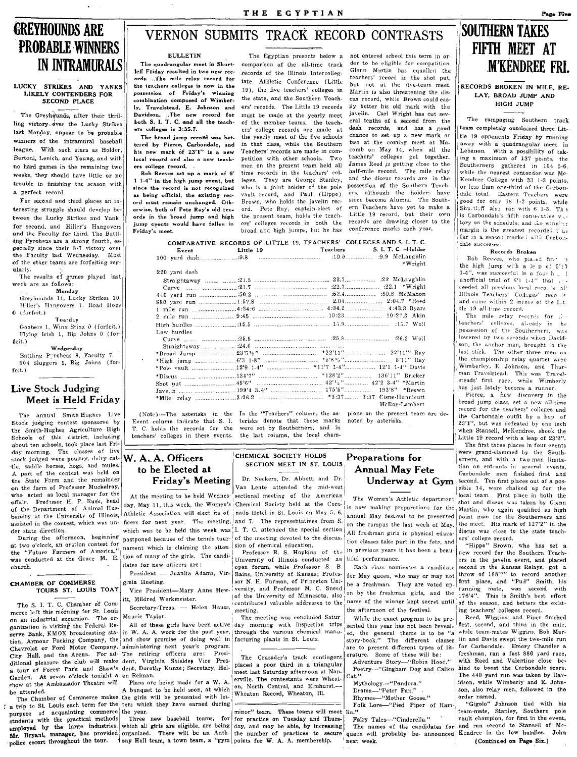# GREYHOUNDS ARE PROBABLE WINNERS IN INTRAMURALS

### LUCKY STRIKES AND YANKS LIKELY CONTENDERS FOR SECOND PLACE

The Greyhounds, after their thrilling victory over the Lucky Strikes last Monday, appear to be probable winners of the intramural baseball league. With such stars as Holder, Bertoni, Lenich, and Young, and with no hard games in the remaining two weeks, they should have little or no trouble in finishing the season with a perfect record.

For second and third places an interesting struggle should develop between the Lucky Strikes and Yank for second, and Hiller's Hangovers and the Faculty for third. The Battling Pyroheas are a strong fourth, especially since their 8-7 victory over the Faculty last Wednesday. Most of the other teams are forfeiting regularly.

The results of games played last week are as follows:

**Monday**

Greyhounds 11, Lucky Strikes 10.
Hiller's Hangovers 1. Road Hogs 0 (forfeit.)

**Tuesday**

Goobers 1, Winx Stinx 0 (forfeit.)
Flying Irish 1, Big Johns 0 (forfeit.)

**Wednesday**

Battling Pyroheas 8, Faculty 7.
504 Sluggers 1, Big Johns (forfeit.)

## Live Stock Judging Meet is Held Friday

The annual Smith-Hughes Live Stock judging contest sponsored by the Smith-Hughes Agriculture High Schools of this district, including about ten schools, took place last Friday morning. The classes of live stock judged were poultry, dairy cattle, saddle horses, hogs, and mules. A part of the contest was held on the State Farm and the remainder on the farm of Professor Muckelroy, who acted as local manager for the affair. Professor H. P. Rusk, head of the Department of Animal Husbandry at the University of Illinois, assisted in the contest, which was under state direction.

During the afternoon, beginning at two o'clock, an oration contest for the "Future Farmers of America," was conducted at the Grace M. E. church.

### CHAMBER OF COMMERCE TOURS ST. LOUIS TOAY

The S. I. T. C. Chamber of Commerce left this morning for St. Louis on an industrial excursion. The organization is visiting the Federal Reserve Bank, KMOX broadcasting station, Armour Packing Company, the Chevrolet or Ford Motor Company, City Hall, and the Arena. For additional pleasure the club will make a tour of Forest Park and Shaw's Garden. At seven o'clock tonight a show at the Ambassador Theatre will be attended.

The Chamber of Commerce makes a trip to St. Louis each term for the purpose of acquainting commerce students with the practical methods employed by the large industries. Mr. Bryant, manager, has provided police escort throughout the tour.

# VERNON SUBMITS TRACK RECORD CONTRASTS

**BULLETIN**

**The quadrangular meet in Shurtleff Friday resulted in two new records. The mile relay record for the teachers colleges is now in the possession of Friday's winning combination composed of Wimberly, Travelstead, E. Johnson and Davidson. The new record for both S. I. T. C. and all the teachers colleges is 3:35.7.**

**The broad jump record was bettered by Pierce, Carbondale, and his new mark of 23'1" is a new local record and also a new teachers college record.**

**Bob Reeves set up a mark of 6' 1 1-4" in the high jump event, but since the record is not recognized as being official, the existing record must remain unchanged. Otherwise, both of Pete Ray's old records in the broad jump and high jump events would have fallen in Friday's meet.**

The Egyptian presents below a comparison of the all-time track records of the Illinois Intercollegiate Athletic Conference (Little 19), the five teachers' colleges in the state, and the Southern Teachers' records. The Little 19 records must be made at the yearly meet of the member teams, the teachers' college records are made at the yearly meet of the five schools in that class, while the Southern Teachers' records are made in competition with other schools. Two men on the present team held all time records in the teachers' colleges. They are George Stanley, who is a joint holder of the pole vault record, and Paul (Hippo) Brown, who holds the javelin record. Pete Ray, captain-elect of the present team, holds the teachers' colleges records in both the broad and high jumps, but he has not entered school this term in order to be eligible for competition. Glenn Martin has equalled the teachers' record in the shot put, but not at the five-team meet. Martin is also threatening the discus record, while Brown could easily better his old mark with the javelin. Carl Wright has cut several tenths of a second from the dash records, and has a good chance to set up a new mark or two at the coming meet at Macomb on May 14, when all the teachers' colleges get together. James Reed is getting close to the half-mile record. The mile relay and the discus records are in the possession of the Southern Teachers, although the holders have since become Alumni. The Southern Teachers have yet to make a Little 19 record, but their own records are drawing closer to the conference marks each year.

**COMPARATIVE RECORDS OF LITTLE 19, TEACHERS' COLLEGES AND S. I. T. C.**

| Event | Little 19 | Teachers | S. I. T. C.—Holder |
|---|---|---|---|
| 100 yard dash | :9.8 | :10.0 | :9.9 McLaughlin *Wright |
| 220 yard dash | | | |
| Straightaway | :21.5 | 22.7 | :22 McLaughlin |
| Curve | :21.7 | :22.7 | :22.1 *Wright |
| 440 yard run | :50.2 | :52.4 | :50.8 McMahon |
| 880 yard run | 1:57.8 | 2.04 | 2:04.7 *Reed |
| 1 mile run | 4:24:6 | 4:34.2 | 4:43.3 Byars |
| 2 mile run | 9:45 | 10:23 | 10:27.3 Akin |
| High hurdles | :15.5 | 15.9 | :15.7 Woll |
| Low hurdles | | | |
| Curve | :25.5 | :25.8 | :26.2 Woll |
| Straightaway | :24.6 | | |
| *Broad Jump | 23'5½" | *22'11" | 22'11" Ray |
| *High jump | 6'3 1-8" | *5'8½" | 5'11" Ray |
| *Pole vault | 12'9 1-4" | *11'7 1-4" | 12'1 1-4" Davis |
| *Discus | 134'7" | *128'2" | 136'11" Bricker |
| Shot put | 45'6" | 42'½" | 42'2 3-4" *Martin |
| Javelin | 199'4 3-4" | 175'5" | 193'8" *Brown |
| *Mile relay | 3:26.2 | *3:37 | 3:37 Cisne-Hunnicutt McRoy-Lambert |

(Note)—The asterisks in the Event column indicate that S. I. T. C. holds the records for the teachers' colleges in these events. In the "Teachers" column, the asterisks denote that these marks were set by Southerners, and in the last column, the local champions on the present team are denoted by asterisks.

## W. A. A. Officers to be Elected at Friday's Meeting

At the meeting to be held Wednesday, May 11, this week, the Women's Athletic Association will elect its officers for next year. The meeting, which was to be held this week was postponed because of the tennis tournament which is claiming the attention of many of the girls. The candidates for new officers are:

President — Juanita Adams, Virginia Hueting.

Vice President—Mary Anne Hewitt, Mildred Werkmeister.

Secretary-Treas. — Helen Hauss, Maurie Taylor.

All of these girls have been active in W. A. A. work for the past year, and show promise of doing well in administering next year's program. The retiring officers are: President, Virginia Shields; Vice President, Dorothy Kunze; Secretary, Helen Reiman.

Plans are being made for a W. A. A. banquet to be held soon, at which the girls will be presented with letters which they have earned during the year.

Three new baseball teams, for which all girls are eligible, are being organized. There will be an Anthony Hall team, a town team, a "gym minor" team. These teams will meet for practice on Tuesday and Thursday, and may be able, by increasing the number of practices to secure points for W. A. A. membership.

### CHEMICAL SOCIETY HOLDS SECTION MEET IN ST. LOUIS

Dr. Neckers, Dr. Abbott, and Dr. Van Lente attended the mid-west sectional meeting of the American Chemical Society held at the Coronado Hotel in St. Louis on May 5, 6, and 7. The representatives from S. I. T. C. attended the special section of the meeting devoted to the discussion of chemical education.

Professor B. S. Hopkins of the University of Illinois conducted an open forum, while Professor S. B. Bains, University of Kansas; Professor N. H. Furman, of Princeton University, and Professor M. C. Sneed of the University of Minnesota, also contributed valuable addresses to the meeting.

The meeting was concluded Saturday morning with inspection trips through the various chemical manufacturing plants in St. Louis.

The Crusader's track contingent placed a poor third in a triangular meet last Saturday afternoon at Naperville. The contestants were Wheaton, North Central, and Elmhurst.—Wheaton Record, Wheaton, Ill.

## Preparations for Annual May Fete Underway at Gym

The Women's Athletic department is now making preparations for the annual May festival to be presented on the campus the last week of May. All freshman girls in physical education classes take part in the fete, and in previous years it has been a beautiful performance.

Each class nominates a candidate for May queen, who may or may not be a freshman. They are voted upon by the freshman girls, and the name of the winner kept secret until the afternoon of the festival.

While the exact program to be presented this year has not been revealed, the general theme is to be "a story-book." The different classes are to present different types of literature. Some of these will be:

Adventure Story—"Robin Hood."
Poetry—"Gingham Dog and Calico Cat."
Mythology—"Pandora."
Drama—"Peter Pan."
Rhymes—"Mother Goose."
Folk Lore—"Pied Piper of Hamlin."
Fairy Tales—"Cinderella."

The names of the candidates for queen will probably be announced next week.

# SOUTHERN TAKES FIFTH MEET AT M'KENDREE FRI.

### RECORDS BROKEN IN MILE, RELAY, BROAD JUMP AND HIGH JUMP

The rampaging Southern track team completely outclassed three Little 19 opponents Friday by running away with a quadrangular meet in Lebanon. With a possibility of taking a maximum of 137 points, the Southerners gathered in 104 5-6, while the nearest contender was McKendree College with 33 1-3 points, or less than one-third of the Carbondale total. Eastern Teachers were good for only 18 1-2 points, while Shurtleff also ran with 6 1-3. This is Carbondale's fifth consecutive victory on the schedule, and the winning margin is the greatest recorded this far in a season marked with Carbondale successes.

**Records Broken**

Bob Reeves, who placed first in the high jump with a leap of 5'10 1-4", was successful in a fourth ... unofficial trial of 6'1 1-4" that exceeded all previous local records, all Illinois Teachers' Colleges' records and came within 2 inches of the Little 19 all-time record.

The mile relay records for the teachers' colleges, already in the possession of the Southerners, was lowered by two seconds when Davidson, the anchor man, brought in the last stick. The other three men on the championship relay quartet were Wimberley, E. Johnson, and Thurman Travelstead. This was Travelsteads' first race, while Wimberly has just lately become a runner.

Pierce, a new discovery in the broad jump class, set a new all-time record for the teachers' colleges and the Carbondale outfit by a hop of 23'1", but was defeated by one inch when Stansell, McKendree, shook the Little 19 record with a leap of 23'2".

The first three places in four events were grand-slammed by the Southerners, and with a two-man limitation on entrants in several events, Carbondale men finished first and second. Ten first places out of a possible 14, were chalked up for the local team. First place in both the shot and discus was taken by Glenn Martin, who again qualified as high point man for the Southerners and the meet. His mark of 127'2" in the discus was close to the state teachers' college record.

"Hippo" Brown, who has set a new record for the Southern Teachers in the javelin event, and placed second in the Kansas Relays, got a throw of 188'7" to record another first place, and "Pud" Smith, his running mate, was second with 176'4". This is Smith's best effort of the season, and betters the existing teachers' colleges record.

Reed, Wiggins, and Piper finished first, second, and third in the mile, while team-mates Wiggins, Bob Martin and Davis swept the two-mile run for Carbondale. Emory Chandler a freshman, ran a fast 880 yard race, with Reed and Valentine close behind to boost the Carbondale score. The 440 yard run was taken by Davidson, while Wimberly and E. Johnson, also relay men, followed in the order named.

"Gigolo" Johnson tied with his team-mate, Stanley, Southern pole vault champion, for first in the event, and ran second to Stansell of McKendree in the low hurdles. John

(Continued on Page Six.)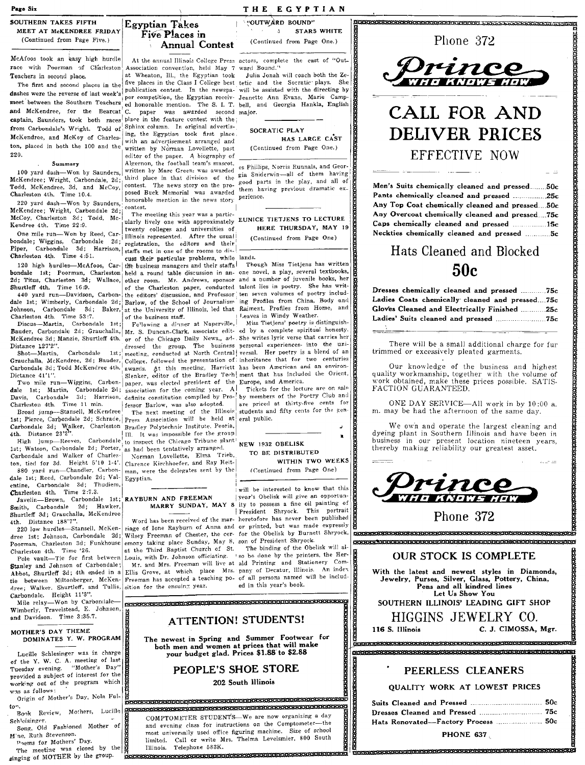## SOUTHERN TAKES FIFTH MEET AT McKENDREE FRIDAY

(Continued from Page Five.)

McAfoos took an easy high hurdle race with Poorman of Charleston Teachers in second place.

The first and second places in the dashes were the reverse of last week's meet between the Southern Teachers and McKendree, for the Bearcat captain, Saunders, took both races from Carbondale's Wright. Todd of McKendree, and McKoy of Charleston, placed in both the 100 and the 220.

### Summary

100 yard dash—Won by Saunders, McKendree; Wright, Carbondale, 2d; Todd, McKendree, 3d, and McCoy, Charleston 4th. Time 10.4.

220 yard dash—Won by Saunders, McKendree; Wright, Carbondale 2d; McCoy, Charleston 3d; Todd, McKendree 4th. Time 22:9.

One mile run—Won by Reed, Carbondale; Wiggins, Carbondale 2d; Piper, Carbondale 3d; Harrison, Charleston 4th. Time 4:51.

120 high hurdles—McAfoos, Carbondale 1st; Poorman, Charleston 2d; Titus, Charleston 3d; Wallace, Shurtleff 4th. Time 16:9.

440 yard run—Davidson, Carbondale 1st; Wimberly, Carbondale 2d; Johnson, Carbondale 3d; Baker, Charleston 4th. Time 53:7.

Discus—Martin, Carbondale 1st; Bauder, Carbondale 2d; Grauchalla, McKendree 3d; Manzie, Shurtleff 4th. Distance 127'2".

Shot—Martin, Carbondale 1st; Grauchalla, McKendree 2d; Bauder, Carbondale 3d; Todd McKendree 4th. Dictance 41'1".

Two mile run—Wiggins, Carbondale 1st; Martin, Carbondale 2d; Davis, Carbondale 3d; Harrison, Charleston 4th. Time 11 min.

Broad jump—Stansell, McKendree 1st; Pierce, Carbondale 2d; Schrade, Carbondale 3d; Walker, Charleston 4th. Distance 23'2".

High jump—Reeves, Carbondale 1st; Watson, Carbondale 2d; Porter, Carbondale and Walker of Charleston, tied for 3d. Height 5'10 1-4'.

880 yard run—Chandler, Carbondale 1st; Reed, Carbondale 2d; Valentine, Carbondale 3d; Thudiem, Charleston 4th. Time 2:7.3.

Javelin—Brown, Carbondale 1st; Smith, Carbondale 2d; Hawker, Shurtleff 3d; Grauchalla, McKendree 4th. Distance 188'7".

220 low hurdles—Stansell, McKendree 1st; Johnson, Carbondale 2d; Poorman, Charleston 3d; Funkhouse Charleston 4th. Time '26.

Pole vault—Tie for first between Stanley and Johnson of Carbondale; Abbot, Shurtleff 3d; 4th ended in a tie between Miltonberger, McKendree; Walker, Shurtleff, and Tullis, Carbondale. Height 11'3".

Mile relay—Won by Carbondale—Wimberly, Travelstead, E. Johnson, and Davidson. Time 3:35.7.

## MOTHER'S DAY THEME DOMINATES Y. W. PROGRAM

Lucille Schlesinger was in charge of the Y. W. C. A. meeting of last Tuesday evening. "Mother's Day" provided a subject of interest for the working out of the program which was as follows:

Origin of Mother's Day, Nola Fulton.

Book Review, Mothers, Lucille Schlesinger.

Song, Old Fashioned Mother of Mine, Ruth Stevenson.

Poems for Mothers' Day.

The meeting was closed by the singing of MOTHER by the group.

## Egyptian Takes Five Places in Annual Contest

At the annual Illinois College Press Association convention, held May 7 at Wheaton, Ill., the Egyptian took five places in the Class I College best publication contest. In the newspaper competition, the Egyptian received honorable mention. The S. I. T. C. paper was awarded second place in the feature contest with the Sphinx column. In original advertising, the Egyptian took first place with an advertisement arranged and written by Norman Lovellette, past editor of the paper. A biography of Algernon, the football team's mascot, written by Marc Green, was awarded third place in that division of the contest. The news story on the proposed Buck Memorial was awarded honorable mention in the news story contest.

The meeting this year was a particularly lively one with approximately twenty colleges and universities of Illinois represented. After the usual registration, the editors and their staffs met in one of the rooms to discuss their particular problems, while the business managers and their staffs held a round table discussion in another room. Mr. Andrews, sponsor of the Charleston paper, conducted the editors' discussion, and Professor Barlow, of the School of Journalism at the University of Illinois, led that of the business staff.

Following a dinner at Naperville, Mr. S. Duncan-Clark, associate editor of the Chicago Daily News, addressed the group. The business meeting, conducted at North Central College, followed the presentation of awards. At this meeting, Harriett Slenker, editor of the Bradley Tech paper, was elected president of the association for the coming year. A definite constitution compiled by Professor Barlow, was also adopted.

The next meeting of the Illinois Press Association will be held at Bradley Polytechnic Institute, Peoria, Ill. It was impossible for the group to inspect the Chicago Tribune plant as had been tentatively arranged.

Norman Lovellette, Elma Trieb, Clarence Kirchhoefer, and Ray Heitman, were the delegates sent by the Egyptian.

## RAYBURN AND FREEMAN MARRY SUNDAY, MAY 8

Word has been received of the marriage of Ione Rayburn of Anna and Wilsey Freeman of Chester, the ceremony taking place Sunday, May 8, at the Third Baptist Church of St. Louis, with Dr. Johnson officiating.

Mr. and Mrs. Freeman will live at Ellis Grove, at which place Mrs. Freeman has accepted a teaching position for the ensuing year.

## "OUTWARD BOUND" STARS WHITE

(Continued from Page One.)

actors, complete the cast of "Outward Bound."

Julia Jonah will coach both the Zetetic and the Socratic plays. She will be assisted with the directing by Jeanette Ann Evans, Marie Campbell, and Georgia Hankla, English major.

## SOCRATIC PLAY HAS LARGE CAST

(Continued from Page One.)

es Phillips, Norris Runnals, and Georgia Sniderwin—all of them having good parts in the play, and all of them having previous dramatic experience.

## EUNICE TIETJENS TO LECTURE HERE THURSDAY, MAY 19

(Continued from Page One)

lands.

Though Miss Tietjens has written one novel, a play, several textbooks, and a number of juvenile books, her talent lies in poetry. She has written seven volumes of poetry including Profiles from China, Body and Raiment, Profiles from Home, and Leaves in Windy Weather.

Miss Tietjens' poetry is distinguished by a complete spiritual honesty. She writes lyric verse that carries her personal experiences into the universal. Her poetry is a blend of an inheritance that for two centuries has been American and an environment that has included the Orient, Europe, and America.

Tickets for the lecture are on sale by members of the Poetry Club and are priced at thirty-five cents for students and fifty cents for the general public.

## NEW 1932 OBELISK TO BE DISTRIBUTED WITHIN TWO WEEKS

(Continued from Page One)

will be interested to know that this year's Obelisk will give an opportunity to possess a fine oil painting of President Shryock. This portrait heretofore has never been published or printed, but was made expressly for the Obelisk by Burnett Shryock, son of President Shryock.

The binding of the Obelisk will also be done by the printers, the Herald Printing and Stationery Company of Decatur, Illinois. An index of all persons named will be included in this year's book.

---

**ATTENTION! STUDENTS!**

The newest in Spring and Summer Footwear for both men and women at prices that will make your budget glad. Prices $1.88 to $2.88

**PEOPLE'S SHOE STORE**

202 South Illinois

---

COMPTOMETER STUDENTS—We are now organizing a day and evening class for instructions on the Comptometer—the most universally used office figuring machine. Size of school limited. Call or write Mrs. Thelma Levelsmier, 800 South Illinois. Telephone 583K.

---

Phone 372

**Prince WHO KNOWS HOW**

# CALL FOR AND DELIVER PRICES

EFFECTIVE NOW

| | |
|---|---|
| Men's Suits chemically cleaned and pressed | 50c |
| Pants chemically cleaned and pressed | 25c |
| Any Top Coat chemically cleaned and pressed | 50c |
| Any Overcoat chemically cleaned and pressed | 75c |
| Caps chemically cleaned and pressed | 15c |
| Neckties chemically cleaned and pressed | 5c |

## Hats Cleaned and Blocked

**50c**

| | |
|---|---|
| Dresses chemically cleaned and pressed | 75c |
| Ladies Coats chemically cleaned and pressed | 75c |
| Gloves Cleaned and Electrically Finished | 25c |
| Ladies' Suits cleaned and pressed | 75c |

There will be a small additional charge for fur trimmed or excessively pleated garments.

Our knowledge of the business and highest quality workmanship, together with the volume of work obtained, make these prices possible. SATISFACTION GUARANTEED.

ONE DAY SERVICE—All work in by 10:00 a. m. may be had the afternoon of the same day.

We own and operate the largest cleaning and dyeing plant in Southern Illinois and have been in business in our present location nineteen years, thereby making reliability our greatest asset.

**Prince WHO KNOWS HOW**

Phone 372

---

**OUR STOCK IS COMPLETE**

With the latest and newest styles in Diamonds, Jewelry, Purses, Silver, Glass, Pottery, China, Pens and all kindred lines

Let Us Show You

SOUTHERN ILLINOIS' LEADING GIFT SHOP

**HIGGINS JEWELRY CO.**

116 S. Illinois — C. J. CIMOSSA, Mgr.

---

**PEERLESS CLEANERS**

QUALITY WORK AT LOWEST PRICES

| | |
|---|---|
| Suits Cleaned and Pressed | 50c |
| Dresses Cleaned and Pressed | 75c |
| Hats Renovated—Factory Process | 50c |

PHONE 637